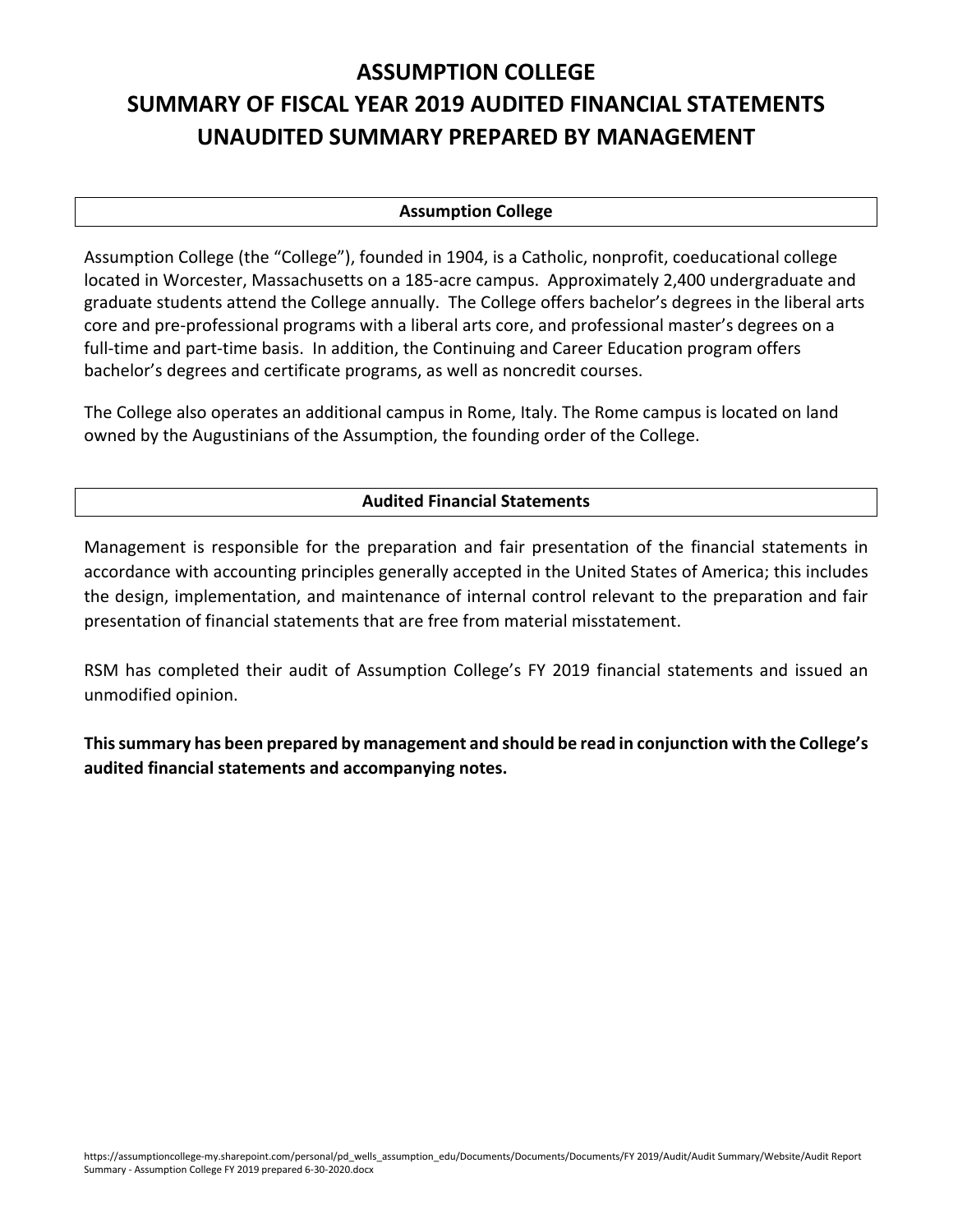# ASSUMPTION COLLEGE
# SUMMARY OF FISCAL YEAR 2019 AUDITED FINANCIAL STATEMENTS
# UNAUDITED SUMMARY PREPARED BY MANAGEMENT

## Assumption College

Assumption College (the "College"), founded in 1904, is a Catholic, nonprofit, coeducational college located in Worcester, Massachusetts on a 185-acre campus. Approximately 2,400 undergraduate and graduate students attend the College annually. The College offers bachelor's degrees in the liberal arts core and pre-professional programs with a liberal arts core, and professional master's degrees on a full-time and part-time basis. In addition, the Continuing and Career Education program offers bachelor's degrees and certificate programs, as well as noncredit courses.

The College also operates an additional campus in Rome, Italy. The Rome campus is located on land owned by the Augustinians of the Assumption, the founding order of the College.

## Audited Financial Statements

Management is responsible for the preparation and fair presentation of the financial statements in accordance with accounting principles generally accepted in the United States of America; this includes the design, implementation, and maintenance of internal control relevant to the preparation and fair presentation of financial statements that are free from material misstatement.

RSM has completed their audit of Assumption College's FY 2019 financial statements and issued an unmodified opinion.

**This summary has been prepared by management and should be read in conjunction with the College's audited financial statements and accompanying notes.**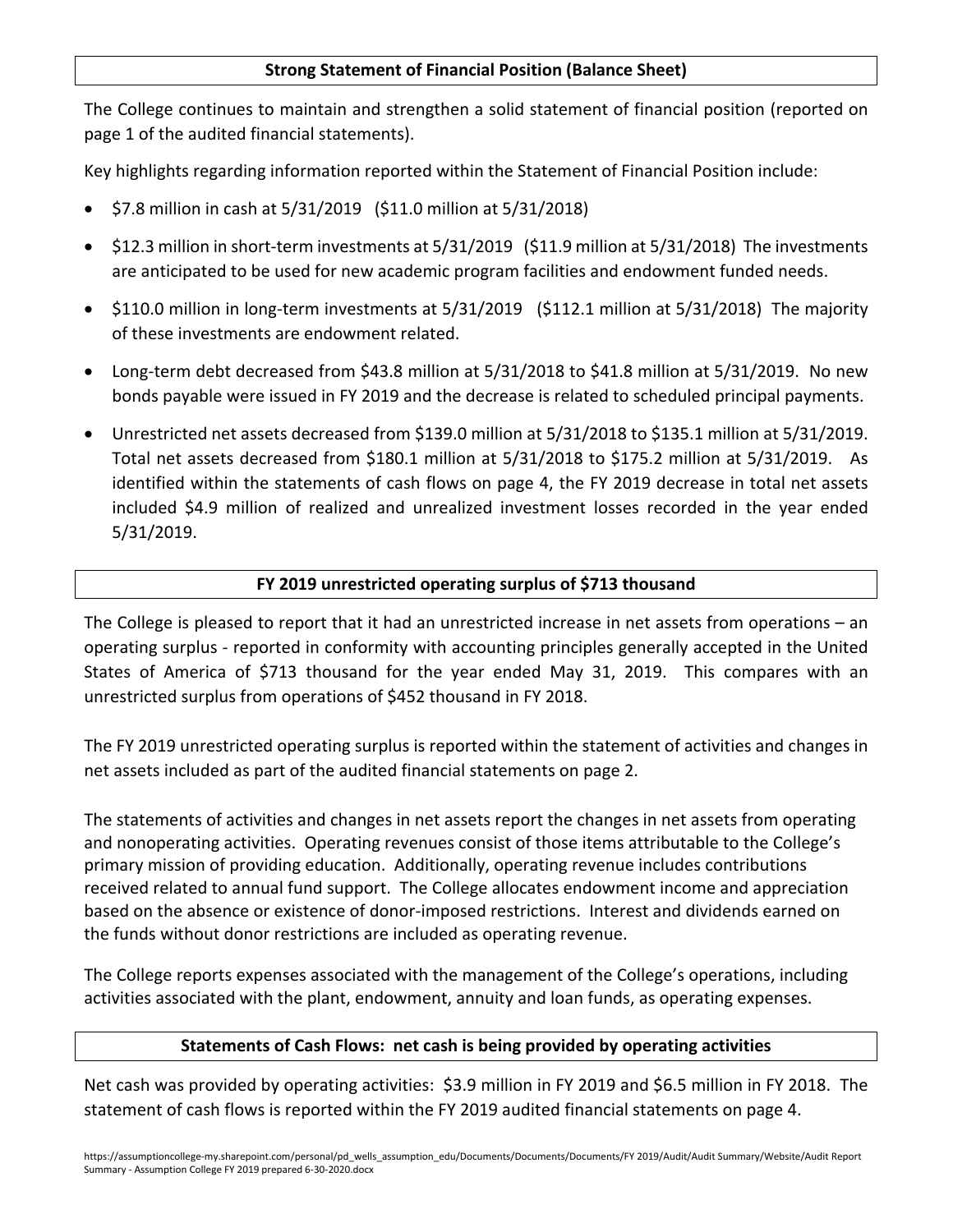## Strong Statement of Financial Position (Balance Sheet)

The College continues to maintain and strengthen a solid statement of financial position (reported on page 1 of the audited financial statements).

Key highlights regarding information reported within the Statement of Financial Position include:

- $7.8 million in cash at 5/31/2019 ($11.0 million at 5/31/2018)
- $12.3 million in short-term investments at 5/31/2019 ($11.9 million at 5/31/2018) The investments are anticipated to be used for new academic program facilities and endowment funded needs.
- $110.0 million in long-term investments at 5/31/2019 ($112.1 million at 5/31/2018) The majority of these investments are endowment related.
- Long-term debt decreased from $43.8 million at 5/31/2018 to $41.8 million at 5/31/2019. No new bonds payable were issued in FY 2019 and the decrease is related to scheduled principal payments.
- Unrestricted net assets decreased from $139.0 million at 5/31/2018 to $135.1 million at 5/31/2019. Total net assets decreased from $180.1 million at 5/31/2018 to $175.2 million at 5/31/2019. As identified within the statements of cash flows on page 4, the FY 2019 decrease in total net assets included $4.9 million of realized and unrealized investment losses recorded in the year ended 5/31/2019.

## FY 2019 unrestricted operating surplus of $713 thousand

The College is pleased to report that it had an unrestricted increase in net assets from operations – an operating surplus - reported in conformity with accounting principles generally accepted in the United States of America of $713 thousand for the year ended May 31, 2019. This compares with an unrestricted surplus from operations of $452 thousand in FY 2018.

The FY 2019 unrestricted operating surplus is reported within the statement of activities and changes in net assets included as part of the audited financial statements on page 2.

The statements of activities and changes in net assets report the changes in net assets from operating and nonoperating activities. Operating revenues consist of those items attributable to the College's primary mission of providing education. Additionally, operating revenue includes contributions received related to annual fund support. The College allocates endowment income and appreciation based on the absence or existence of donor-imposed restrictions. Interest and dividends earned on the funds without donor restrictions are included as operating revenue.

The College reports expenses associated with the management of the College's operations, including activities associated with the plant, endowment, annuity and loan funds, as operating expenses.

## Statements of Cash Flows: net cash is being provided by operating activities

Net cash was provided by operating activities: $3.9 million in FY 2019 and $6.5 million in FY 2018. The statement of cash flows is reported within the FY 2019 audited financial statements on page 4.